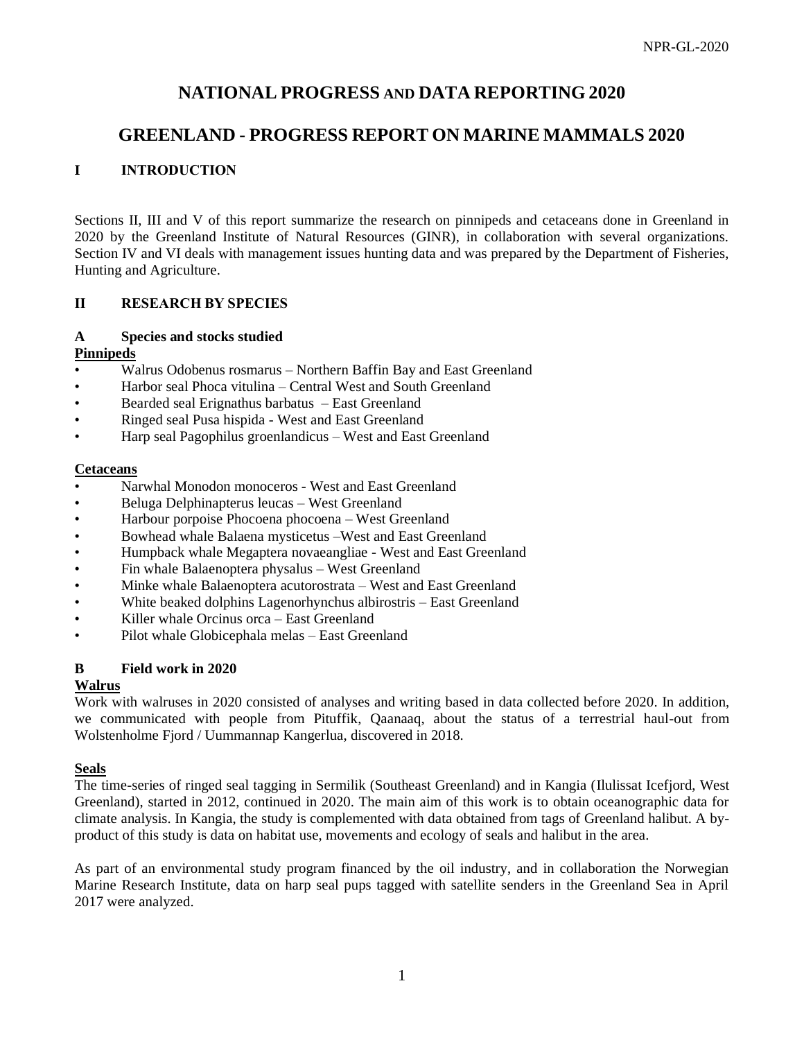# NATIONAL PROGRESS AND DATA REPORTING 2020

# GREENLAND - PROGRESS REPORT ON MARINE MAMMALS 2020

## I INTRODUCTION

Sections II, III and V of this report summarize the research on pinnipeds and cetaceans done in Greenland in 2020 by the Greenland Institute of Natural Resources (GINR), in collaboration with several organizations. Section IV and VI deals with management issues hunting data and was prepared by the Department of Fisheries, Hunting and Agriculture.

## II RESEARCH BY SPECIES

### A Species and stocks studied

**Pinnipeds**

- Walrus Odobenus rosmarus – Northern Baffin Bay and East Greenland
- Harbor seal Phoca vitulina – Central West and South Greenland
- Bearded seal Erignathus barbatus – East Greenland
- Ringed seal Pusa hispida - West and East Greenland
- Harp seal Pagophilus groenlandicus – West and East Greenland

**Cetaceans**

- Narwhal Monodon monoceros - West and East Greenland
- Beluga Delphinapterus leucas – West Greenland
- Harbour porpoise Phocoena phocoena – West Greenland
- Bowhead whale Balaena mysticetus –West and East Greenland
- Humpback whale Megaptera novaeangliae - West and East Greenland
- Fin whale Balaenoptera physalus – West Greenland
- Minke whale Balaenoptera acutorostrata – West and East Greenland
- White beaked dolphins Lagenorhynchus albirostris – East Greenland
- Killer whale Orcinus orca – East Greenland
- Pilot whale Globicephala melas – East Greenland

### B Field work in 2020

**Walrus**

Work with walruses in 2020 consisted of analyses and writing based in data collected before 2020. In addition, we communicated with people from Pituffik, Qaanaaq, about the status of a terrestrial haul-out from Wolstenholme Fjord / Uummannap Kangerlua, discovered in 2018.

**Seals**

The time-series of ringed seal tagging in Sermilik (Southeast Greenland) and in Kangia (Ilulissat Icefjord, West Greenland), started in 2012, continued in 2020. The main aim of this work is to obtain oceanographic data for climate analysis. In Kangia, the study is complemented with data obtained from tags of Greenland halibut. A by-product of this study is data on habitat use, movements and ecology of seals and halibut in the area.

As part of an environmental study program financed by the oil industry, and in collaboration the Norwegian Marine Research Institute, data on harp seal pups tagged with satellite senders in the Greenland Sea in April 2017 were analyzed.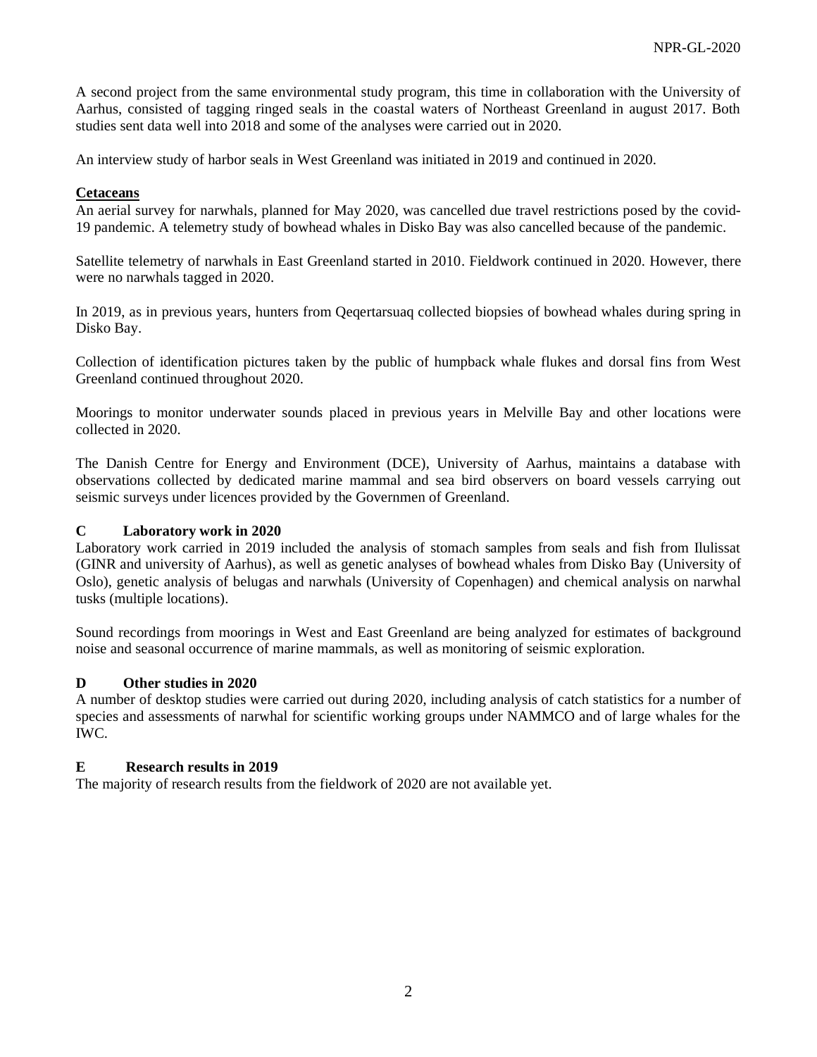A second project from the same environmental study program, this time in collaboration with the University of Aarhus, consisted of tagging ringed seals in the coastal waters of Northeast Greenland in august 2017. Both studies sent data well into 2018 and some of the analyses were carried out in 2020.

An interview study of harbor seals in West Greenland was initiated in 2019 and continued in 2020.

**Cetaceans**

An aerial survey for narwhals, planned for May 2020, was cancelled due travel restrictions posed by the covid-19 pandemic. A telemetry study of bowhead whales in Disko Bay was also cancelled because of the pandemic.

Satellite telemetry of narwhals in East Greenland started in 2010. Fieldwork continued in 2020. However, there were no narwhals tagged in 2020.

In 2019, as in previous years, hunters from Qeqertarsuaq collected biopsies of bowhead whales during spring in Disko Bay.

Collection of identification pictures taken by the public of humpback whale flukes and dorsal fins from West Greenland continued throughout 2020.

Moorings to monitor underwater sounds placed in previous years in Melville Bay and other locations were collected in 2020.

The Danish Centre for Energy and Environment (DCE), University of Aarhus, maintains a database with observations collected by dedicated marine mammal and sea bird observers on board vessels carrying out seismic surveys under licences provided by the Governmen of Greenland.

## C Laboratory work in 2020

Laboratory work carried in 2019 included the analysis of stomach samples from seals and fish from Ilulissat (GINR and university of Aarhus), as well as genetic analyses of bowhead whales from Disko Bay (University of Oslo), genetic analysis of belugas and narwhals (University of Copenhagen) and chemical analysis on narwhal tusks (multiple locations).

Sound recordings from moorings in West and East Greenland are being analyzed for estimates of background noise and seasonal occurrence of marine mammals, as well as monitoring of seismic exploration.

## D Other studies in 2020

A number of desktop studies were carried out during 2020, including analysis of catch statistics for a number of species and assessments of narwhal for scientific working groups under NAMMCO and of large whales for the IWC.

## E Research results in 2019

The majority of research results from the fieldwork of 2020 are not available yet.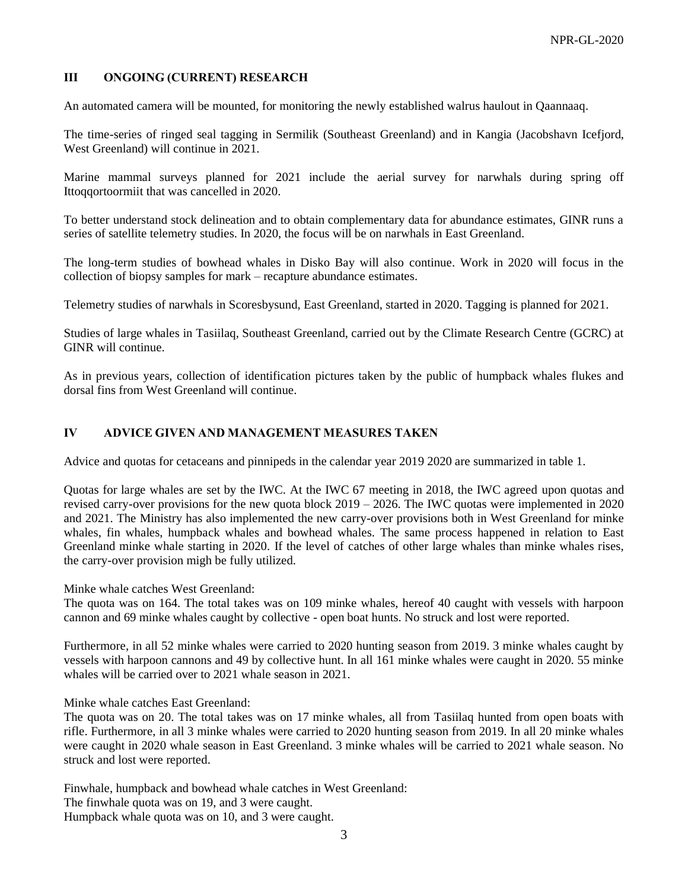## III ONGOING (CURRENT) RESEARCH

An automated camera will be mounted, for monitoring the newly established walrus haulout in Qaannaaq.

The time-series of ringed seal tagging in Sermilik (Southeast Greenland) and in Kangia (Jacobshavn Icefjord, West Greenland) will continue in 2021.

Marine mammal surveys planned for 2021 include the aerial survey for narwhals during spring off Ittoqqortoormiit that was cancelled in 2020.

To better understand stock delineation and to obtain complementary data for abundance estimates, GINR runs a series of satellite telemetry studies. In 2020, the focus will be on narwhals in East Greenland.

The long-term studies of bowhead whales in Disko Bay will also continue. Work in 2020 will focus in the collection of biopsy samples for mark – recapture abundance estimates.

Telemetry studies of narwhals in Scoresbysund, East Greenland, started in 2020. Tagging is planned for 2021.

Studies of large whales in Tasiilaq, Southeast Greenland, carried out by the Climate Research Centre (GCRC) at GINR will continue.

As in previous years, collection of identification pictures taken by the public of humpback whales flukes and dorsal fins from West Greenland will continue.

## IV ADVICE GIVEN AND MANAGEMENT MEASURES TAKEN

Advice and quotas for cetaceans and pinnipeds in the calendar year 2019 2020 are summarized in table 1.

Quotas for large whales are set by the IWC. At the IWC 67 meeting in 2018, the IWC agreed upon quotas and revised carry-over provisions for the new quota block 2019 – 2026. The IWC quotas were implemented in 2020 and 2021. The Ministry has also implemented the new carry-over provisions both in West Greenland for minke whales, fin whales, humpback whales and bowhead whales. The same process happened in relation to East Greenland minke whale starting in 2020. If the level of catches of other large whales than minke whales rises, the carry-over provision migh be fully utilized.

Minke whale catches West Greenland:
The quota was on 164. The total takes was on 109 minke whales, hereof 40 caught with vessels with harpoon cannon and 69 minke whales caught by collective - open boat hunts. No struck and lost were reported.

Furthermore, in all 52 minke whales were carried to 2020 hunting season from 2019. 3 minke whales caught by vessels with harpoon cannons and 49 by collective hunt. In all 161 minke whales were caught in 2020. 55 minke whales will be carried over to 2021 whale season in 2021.

Minke whale catches East Greenland:
The quota was on 20. The total takes was on 17 minke whales, all from Tasiilaq hunted from open boats with rifle. Furthermore, in all 3 minke whales were carried to 2020 hunting season from 2019. In all 20 minke whales were caught in 2020 whale season in East Greenland. 3 minke whales will be carried to 2021 whale season. No struck and lost were reported.

Finwhale, humpback and bowhead whale catches in West Greenland:
The finwhale quota was on 19, and 3 were caught.
Humpback whale quota was on 10, and 3 were caught.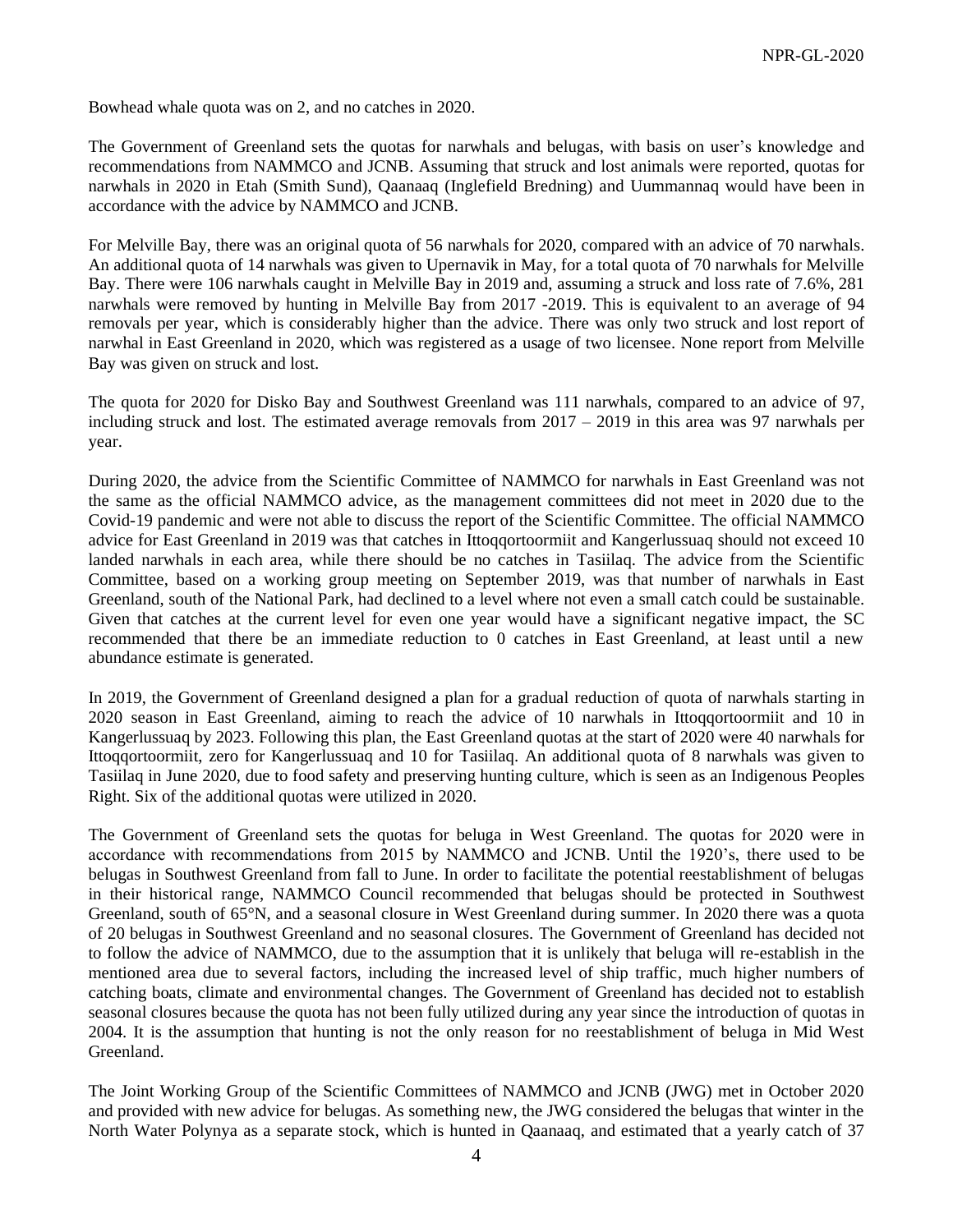Bowhead whale quota was on 2, and no catches in 2020.

The Government of Greenland sets the quotas for narwhals and belugas, with basis on user's knowledge and recommendations from NAMMCO and JCNB. Assuming that struck and lost animals were reported, quotas for narwhals in 2020 in Etah (Smith Sund), Qaanaaq (Inglefield Bredning) and Uummannaq would have been in accordance with the advice by NAMMCO and JCNB.

For Melville Bay, there was an original quota of 56 narwhals for 2020, compared with an advice of 70 narwhals. An additional quota of 14 narwhals was given to Upernavik in May, for a total quota of 70 narwhals for Melville Bay. There were 106 narwhals caught in Melville Bay in 2019 and, assuming a struck and loss rate of 7.6%, 281 narwhals were removed by hunting in Melville Bay from 2017 -2019. This is equivalent to an average of 94 removals per year, which is considerably higher than the advice. There was only two struck and lost report of narwhal in East Greenland in 2020, which was registered as a usage of two licensee. None report from Melville Bay was given on struck and lost.

The quota for 2020 for Disko Bay and Southwest Greenland was 111 narwhals, compared to an advice of 97, including struck and lost. The estimated average removals from 2017 – 2019 in this area was 97 narwhals per year.

During 2020, the advice from the Scientific Committee of NAMMCO for narwhals in East Greenland was not the same as the official NAMMCO advice, as the management committees did not meet in 2020 due to the Covid-19 pandemic and were not able to discuss the report of the Scientific Committee. The official NAMMCO advice for East Greenland in 2019 was that catches in Ittoqqortoormiit and Kangerlussuaq should not exceed 10 landed narwhals in each area, while there should be no catches in Tasiilaq. The advice from the Scientific Committee, based on a working group meeting on September 2019, was that number of narwhals in East Greenland, south of the National Park, had declined to a level where not even a small catch could be sustainable. Given that catches at the current level for even one year would have a significant negative impact, the SC recommended that there be an immediate reduction to 0 catches in East Greenland, at least until a new abundance estimate is generated.

In 2019, the Government of Greenland designed a plan for a gradual reduction of quota of narwhals starting in 2020 season in East Greenland, aiming to reach the advice of 10 narwhals in Ittoqqortoormiit and 10 in Kangerlussuaq by 2023. Following this plan, the East Greenland quotas at the start of 2020 were 40 narwhals for Ittoqqortoormiit, zero for Kangerlussuaq and 10 for Tasiilaq. An additional quota of 8 narwhals was given to Tasiilaq in June 2020, due to food safety and preserving hunting culture, which is seen as an Indigenous Peoples Right. Six of the additional quotas were utilized in 2020.

The Government of Greenland sets the quotas for beluga in West Greenland. The quotas for 2020 were in accordance with recommendations from 2015 by NAMMCO and JCNB. Until the 1920's, there used to be belugas in Southwest Greenland from fall to June. In order to facilitate the potential reestablishment of belugas in their historical range, NAMMCO Council recommended that belugas should be protected in Southwest Greenland, south of 65°N, and a seasonal closure in West Greenland during summer. In 2020 there was a quota of 20 belugas in Southwest Greenland and no seasonal closures. The Government of Greenland has decided not to follow the advice of NAMMCO, due to the assumption that it is unlikely that beluga will re-establish in the mentioned area due to several factors, including the increased level of ship traffic, much higher numbers of catching boats, climate and environmental changes. The Government of Greenland has decided not to establish seasonal closures because the quota has not been fully utilized during any year since the introduction of quotas in 2004. It is the assumption that hunting is not the only reason for no reestablishment of beluga in Mid West Greenland.

The Joint Working Group of the Scientific Committees of NAMMCO and JCNB (JWG) met in October 2020 and provided with new advice for belugas. As something new, the JWG considered the belugas that winter in the North Water Polynya as a separate stock, which is hunted in Qaanaaq, and estimated that a yearly catch of 37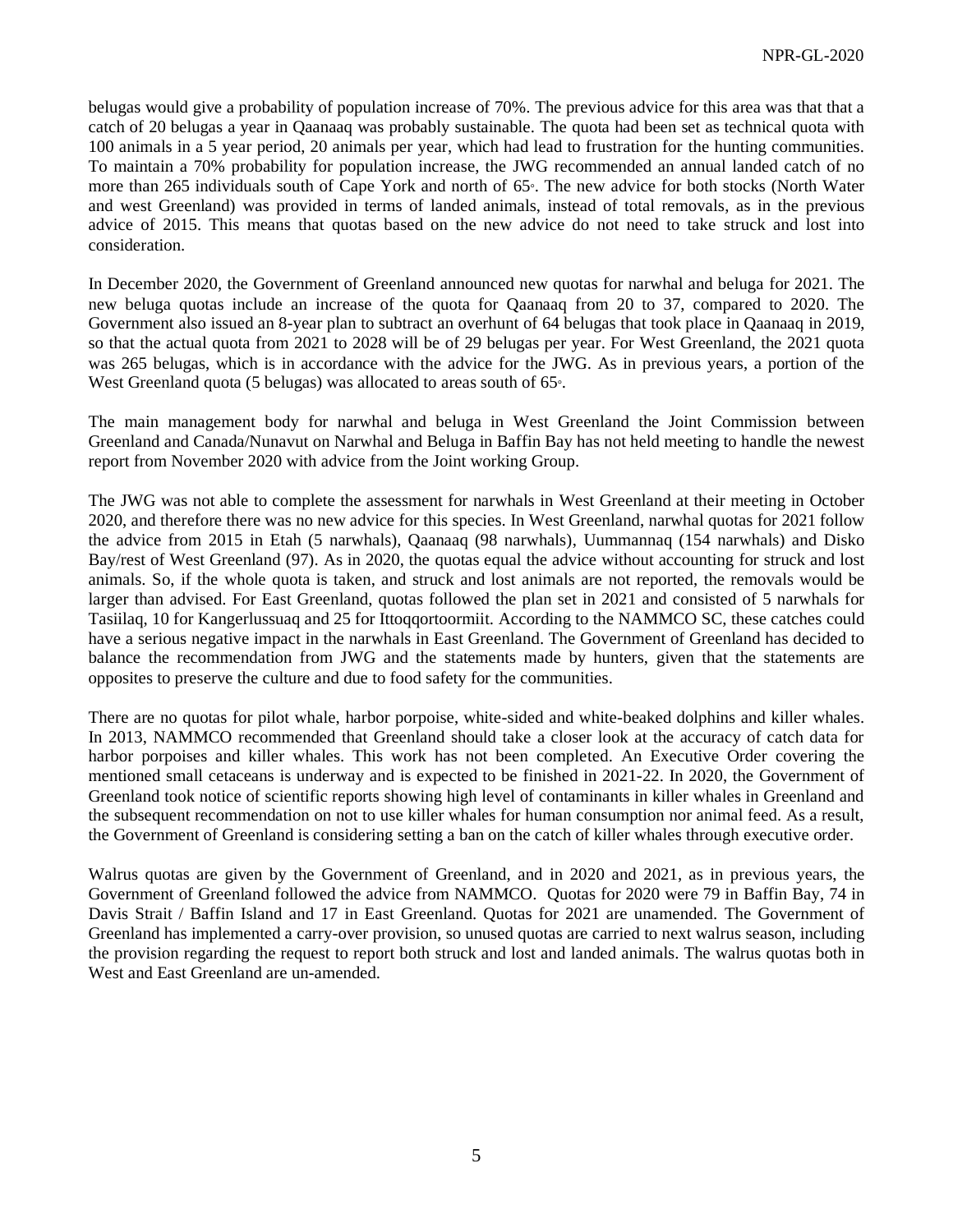belugas would give a probability of population increase of 70%. The previous advice for this area was that that a catch of 20 belugas a year in Qaanaaq was probably sustainable. The quota had been set as technical quota with 100 animals in a 5 year period, 20 animals per year, which had lead to frustration for the hunting communities. To maintain a 70% probability for population increase, the JWG recommended an annual landed catch of no more than 265 individuals south of Cape York and north of 65◦. The new advice for both stocks (North Water and west Greenland) was provided in terms of landed animals, instead of total removals, as in the previous advice of 2015. This means that quotas based on the new advice do not need to take struck and lost into consideration.

In December 2020, the Government of Greenland announced new quotas for narwhal and beluga for 2021. The new beluga quotas include an increase of the quota for Qaanaaq from 20 to 37, compared to 2020. The Government also issued an 8-year plan to subtract an overhunt of 64 belugas that took place in Qaanaaq in 2019, so that the actual quota from 2021 to 2028 will be of 29 belugas per year. For West Greenland, the 2021 quota was 265 belugas, which is in accordance with the advice for the JWG. As in previous years, a portion of the West Greenland quota (5 belugas) was allocated to areas south of 65◦.

The main management body for narwhal and beluga in West Greenland the Joint Commission between Greenland and Canada/Nunavut on Narwhal and Beluga in Baffin Bay has not held meeting to handle the newest report from November 2020 with advice from the Joint working Group.

The JWG was not able to complete the assessment for narwhals in West Greenland at their meeting in October 2020, and therefore there was no new advice for this species. In West Greenland, narwhal quotas for 2021 follow the advice from 2015 in Etah (5 narwhals), Qaanaaq (98 narwhals), Uummannaq (154 narwhals) and Disko Bay/rest of West Greenland (97). As in 2020, the quotas equal the advice without accounting for struck and lost animals. So, if the whole quota is taken, and struck and lost animals are not reported, the removals would be larger than advised. For East Greenland, quotas followed the plan set in 2021 and consisted of 5 narwhals for Tasiilaq, 10 for Kangerlussuaq and 25 for Ittoqqortoormiit. According to the NAMMCO SC, these catches could have a serious negative impact in the narwhals in East Greenland. The Government of Greenland has decided to balance the recommendation from JWG and the statements made by hunters, given that the statements are opposites to preserve the culture and due to food safety for the communities.

There are no quotas for pilot whale, harbor porpoise, white-sided and white-beaked dolphins and killer whales. In 2013, NAMMCO recommended that Greenland should take a closer look at the accuracy of catch data for harbor porpoises and killer whales. This work has not been completed. An Executive Order covering the mentioned small cetaceans is underway and is expected to be finished in 2021-22. In 2020, the Government of Greenland took notice of scientific reports showing high level of contaminants in killer whales in Greenland and the subsequent recommendation on not to use killer whales for human consumption nor animal feed. As a result, the Government of Greenland is considering setting a ban on the catch of killer whales through executive order.

Walrus quotas are given by the Government of Greenland, and in 2020 and 2021, as in previous years, the Government of Greenland followed the advice from NAMMCO. Quotas for 2020 were 79 in Baffin Bay, 74 in Davis Strait / Baffin Island and 17 in East Greenland. Quotas for 2021 are unamended. The Government of Greenland has implemented a carry-over provision, so unused quotas are carried to next walrus season, including the provision regarding the request to report both struck and lost and landed animals. The walrus quotas both in West and East Greenland are un-amended.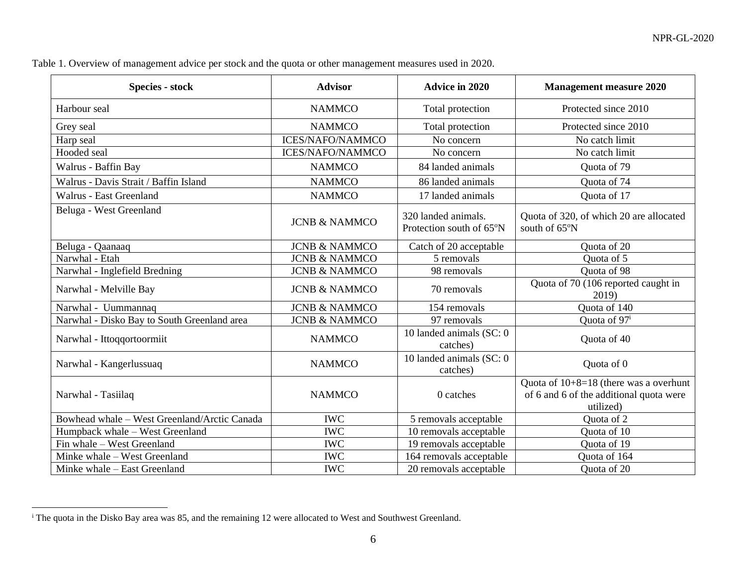Table 1. Overview of management advice per stock and the quota or other management measures used in 2020.

| Species - stock | Advisor | Advice in 2020 | Management measure 2020 |
|---|---|---|---|
| Harbour seal | NAMMCO | Total protection | Protected since 2010 |
| Grey seal | NAMMCO | Total protection | Protected since 2010 |
| Harp seal | ICES/NAFO/NAMMCO | No concern | No catch limit |
| Hooded seal | ICES/NAFO/NAMMCO | No concern | No catch limit |
| Walrus - Baffin Bay | NAMMCO | 84 landed animals | Quota of 79 |
| Walrus - Davis Strait / Baffin Island | NAMMCO | 86 landed animals | Quota of 74 |
| Walrus - East Greenland | NAMMCO | 17 landed animals | Quota of 17 |
| Beluga - West Greenland | JCNB & NAMMCO | 320 landed animals. Protection south of 65ºN | Quota of 320, of which 20 are allocated south of 65ºN |
| Beluga - Qaanaaq | JCNB & NAMMCO | Catch of 20 acceptable | Quota of 20 |
| Narwhal - Etah | JCNB & NAMMCO | 5 removals | Quota of 5 |
| Narwhal - Inglefield Bredning | JCNB & NAMMCO | 98 removals | Quota of 98 |
| Narwhal - Melville Bay | JCNB & NAMMCO | 70 removals | Quota of 70 (106 reported caught in 2019) |
| Narwhal - Uummannaq | JCNB & NAMMCO | 154 removals | Quota of 140 |
| Narwhal - Disko Bay to South Greenland area | JCNB & NAMMCO | 97 removals | Quota of 97[i] |
| Narwhal - Ittoqqortoormiit | NAMMCO | 10 landed animals (SC: 0 catches) | Quota of 40 |
| Narwhal - Kangerlussuaq | NAMMCO | 10 landed animals (SC: 0 catches) | Quota of 0 |
| Narwhal - Tasiilaq | NAMMCO | 0 catches | Quota of 10+8=18 (there was a overhunt of 6 and 6 of the additional quota were utilized) |
| Bowhead whale – West Greenland/Arctic Canada | IWC | 5 removals acceptable | Quota of 2 |
| Humpback whale – West Greenland | IWC | 10 removals acceptable | Quota of 10 |
| Fin whale – West Greenland | IWC | 19 removals acceptable | Quota of 19 |
| Minke whale – West Greenland | IWC | 164 removals acceptable | Quota of 164 |
| Minke whale – East Greenland | IWC | 20 removals acceptable | Quota of 20 |

[i] The quota in the Disko Bay area was 85, and the remaining 12 were allocated to West and Southwest Greenland.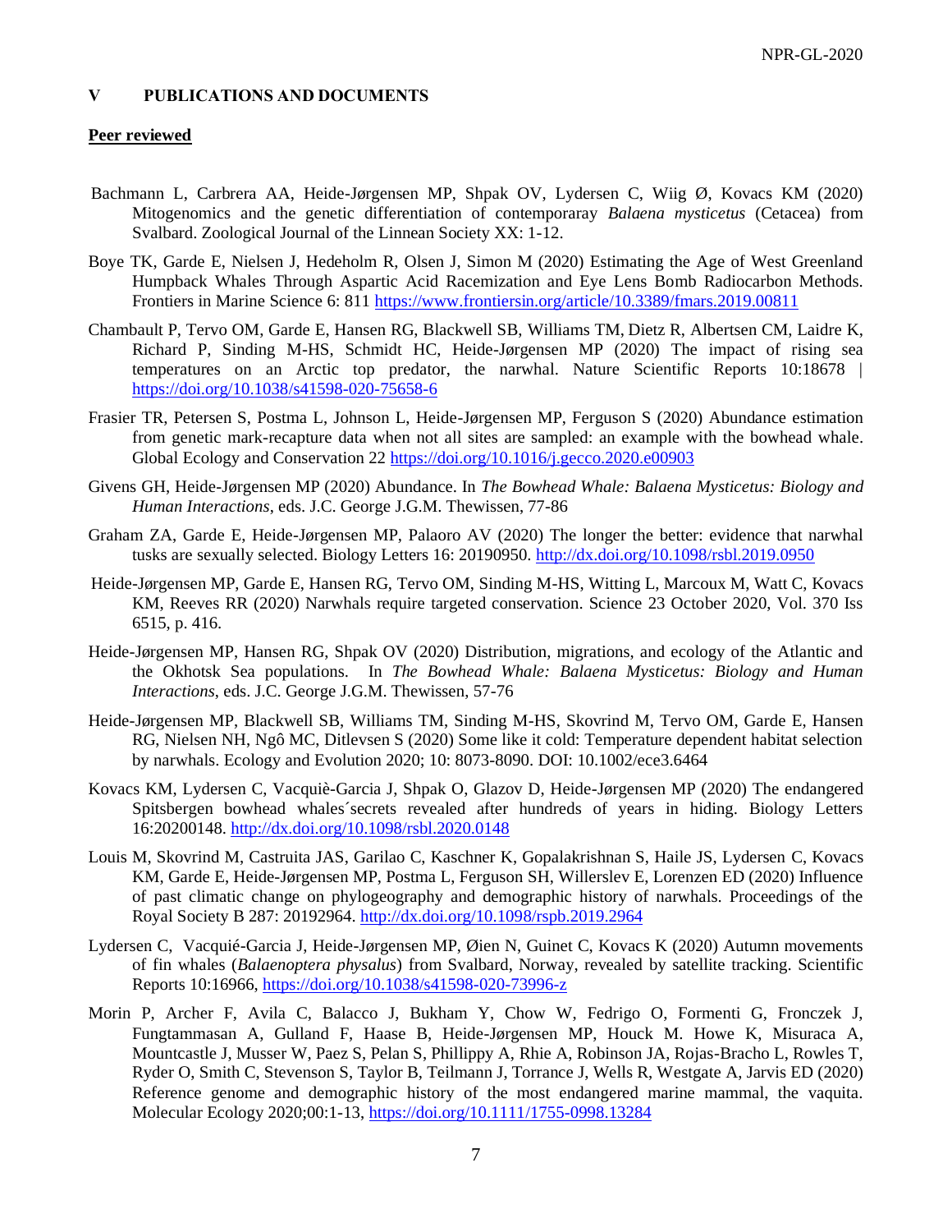## V PUBLICATIONS AND DOCUMENTS

**Peer reviewed**

Bachmann L, Carbrera AA, Heide-Jørgensen MP, Shpak OV, Lydersen C, Wiig Ø, Kovacs KM (2020) Mitogenomics and the genetic differentiation of contemporaray *Balaena mysticetus* (Cetacea) from Svalbard. Zoological Journal of the Linnean Society XX: 1-12.

Boye TK, Garde E, Nielsen J, Hedeholm R, Olsen J, Simon M (2020) Estimating the Age of West Greenland Humpback Whales Through Aspartic Acid Racemization and Eye Lens Bomb Radiocarbon Methods. Frontiers in Marine Science 6: 811 https://www.frontiersin.org/article/10.3389/fmars.2019.00811

Chambault P, Tervo OM, Garde E, Hansen RG, Blackwell SB, Williams TM, Dietz R, Albertsen CM, Laidre K, Richard P, Sinding M-HS, Schmidt HC, Heide-Jørgensen MP (2020) The impact of rising sea temperatures on an Arctic top predator, the narwhal. Nature Scientific Reports 10:18678 | https://doi.org/10.1038/s41598-020-75658-6

Frasier TR, Petersen S, Postma L, Johnson L, Heide-Jørgensen MP, Ferguson S (2020) Abundance estimation from genetic mark-recapture data when not all sites are sampled: an example with the bowhead whale. Global Ecology and Conservation 22 https://doi.org/10.1016/j.gecco.2020.e00903

Givens GH, Heide-Jørgensen MP (2020) Abundance. In *The Bowhead Whale: Balaena Mysticetus: Biology and Human Interactions*, eds. J.C. George J.G.M. Thewissen, 77-86

Graham ZA, Garde E, Heide-Jørgensen MP, Palaoro AV (2020) The longer the better: evidence that narwhal tusks are sexually selected. Biology Letters 16: 20190950. http://dx.doi.org/10.1098/rsbl.2019.0950

Heide-Jørgensen MP, Garde E, Hansen RG, Tervo OM, Sinding M-HS, Witting L, Marcoux M, Watt C, Kovacs KM, Reeves RR (2020) Narwhals require targeted conservation. Science 23 October 2020, Vol. 370 Iss 6515, p. 416.

Heide-Jørgensen MP, Hansen RG, Shpak OV (2020) Distribution, migrations, and ecology of the Atlantic and the Okhotsk Sea populations. In *The Bowhead Whale: Balaena Mysticetus: Biology and Human Interactions*, eds. J.C. George J.G.M. Thewissen, 57-76

Heide-Jørgensen MP, Blackwell SB, Williams TM, Sinding M-HS, Skovrind M, Tervo OM, Garde E, Hansen RG, Nielsen NH, Ngô MC, Ditlevsen S (2020) Some like it cold: Temperature dependent habitat selection by narwhals. Ecology and Evolution 2020; 10: 8073-8090. DOI: 10.1002/ece3.6464

Kovacs KM, Lydersen C, Vacquiè-Garcia J, Shpak O, Glazov D, Heide-Jørgensen MP (2020) The endangered Spitsbergen bowhead whales´secrets revealed after hundreds of years in hiding. Biology Letters 16:20200148. http://dx.doi.org/10.1098/rsbl.2020.0148

Louis M, Skovrind M, Castruita JAS, Garilao C, Kaschner K, Gopalakrishnan S, Haile JS, Lydersen C, Kovacs KM, Garde E, Heide-Jørgensen MP, Postma L, Ferguson SH, Willerslev E, Lorenzen ED (2020) Influence of past climatic change on phylogeography and demographic history of narwhals. Proceedings of the Royal Society B 287: 20192964. http://dx.doi.org/10.1098/rspb.2019.2964

Lydersen C, Vacquié-Garcia J, Heide-Jørgensen MP, Øien N, Guinet C, Kovacs K (2020) Autumn movements of fin whales (*Balaenoptera physalus*) from Svalbard, Norway, revealed by satellite tracking. Scientific Reports 10:16966, https://doi.org/10.1038/s41598-020-73996-z

Morin P, Archer F, Avila C, Balacco J, Bukham Y, Chow W, Fedrigo O, Formenti G, Fronczek J, Fungtammasan A, Gulland F, Haase B, Heide-Jørgensen MP, Houck M. Howe K, Misuraca A, Mountcastle J, Musser W, Paez S, Pelan S, Phillippy A, Rhie A, Robinson JA, Rojas-Bracho L, Rowles T, Ryder O, Smith C, Stevenson S, Taylor B, Teilmann J, Torrance J, Wells R, Westgate A, Jarvis ED (2020) Reference genome and demographic history of the most endangered marine mammal, the vaquita. Molecular Ecology 2020;00:1-13, https://doi.org/10.1111/1755-0998.13284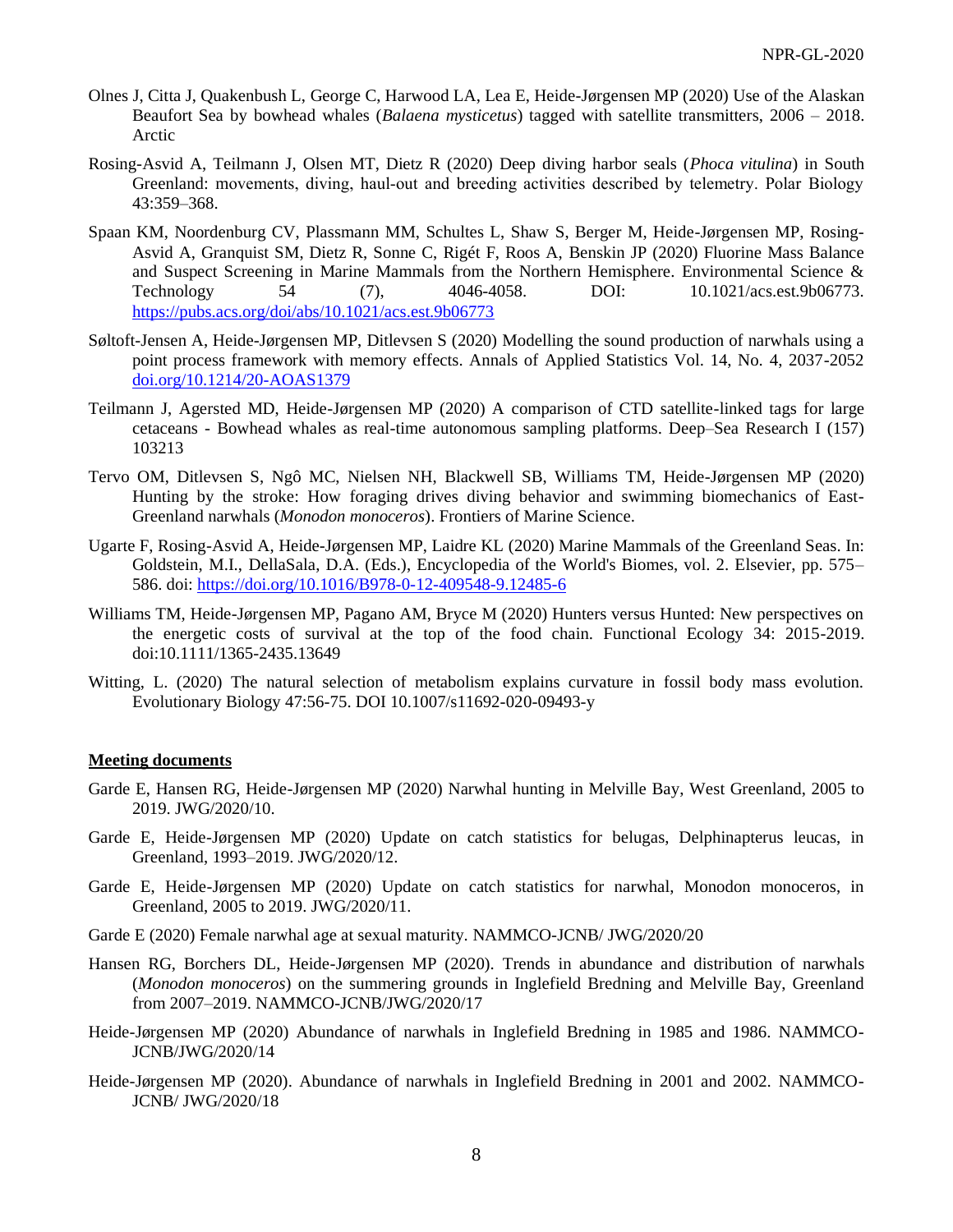Olnes J, Citta J, Quakenbush L, George C, Harwood LA, Lea E, Heide-Jørgensen MP (2020) Use of the Alaskan Beaufort Sea by bowhead whales (*Balaena mysticetus*) tagged with satellite transmitters, 2006 – 2018. Arctic

Rosing-Asvid A, Teilmann J, Olsen MT, Dietz R (2020) Deep diving harbor seals (*Phoca vitulina*) in South Greenland: movements, diving, haul-out and breeding activities described by telemetry. Polar Biology 43:359–368.

Spaan KM, Noordenburg CV, Plassmann MM, Schultes L, Shaw S, Berger M, Heide-Jørgensen MP, Rosing-Asvid A, Granquist SM, Dietz R, Sonne C, Rigét F, Roos A, Benskin JP (2020) Fluorine Mass Balance and Suspect Screening in Marine Mammals from the Northern Hemisphere. Environmental Science & Technology 54 (7), 4046-4058. DOI: 10.1021/acs.est.9b06773. https://pubs.acs.org/doi/abs/10.1021/acs.est.9b06773

Søltoft-Jensen A, Heide-Jørgensen MP, Ditlevsen S (2020) Modelling the sound production of narwhals using a point process framework with memory effects. Annals of Applied Statistics Vol. 14, No. 4, 2037-2052 doi.org/10.1214/20-AOAS1379

Teilmann J, Agersted MD, Heide-Jørgensen MP (2020) A comparison of CTD satellite-linked tags for large cetaceans - Bowhead whales as real-time autonomous sampling platforms. Deep–Sea Research I (157) 103213

Tervo OM, Ditlevsen S, Ngô MC, Nielsen NH, Blackwell SB, Williams TM, Heide-Jørgensen MP (2020) Hunting by the stroke: How foraging drives diving behavior and swimming biomechanics of East-Greenland narwhals (*Monodon monoceros*). Frontiers of Marine Science.

Ugarte F, Rosing-Asvid A, Heide-Jørgensen MP, Laidre KL (2020) Marine Mammals of the Greenland Seas. In: Goldstein, M.I., DellaSala, D.A. (Eds.), Encyclopedia of the World's Biomes, vol. 2. Elsevier, pp. 575–586. doi: https://doi.org/10.1016/B978-0-12-409548-9.12485-6

Williams TM, Heide-Jørgensen MP, Pagano AM, Bryce M (2020) Hunters versus Hunted: New perspectives on the energetic costs of survival at the top of the food chain. Functional Ecology 34: 2015-2019. doi:10.1111/1365-2435.13649

Witting, L. (2020) The natural selection of metabolism explains curvature in fossil body mass evolution. Evolutionary Biology 47:56-75. DOI 10.1007/s11692-020-09493-y

**Meeting documents**

Garde E, Hansen RG, Heide-Jørgensen MP (2020) Narwhal hunting in Melville Bay, West Greenland, 2005 to 2019. JWG/2020/10.

Garde E, Heide-Jørgensen MP (2020) Update on catch statistics for belugas, Delphinapterus leucas, in Greenland, 1993–2019. JWG/2020/12.

Garde E, Heide-Jørgensen MP (2020) Update on catch statistics for narwhal, Monodon monoceros, in Greenland, 2005 to 2019. JWG/2020/11.

Garde E (2020) Female narwhal age at sexual maturity. NAMMCO-JCNB/ JWG/2020/20

Hansen RG, Borchers DL, Heide-Jørgensen MP (2020). Trends in abundance and distribution of narwhals (*Monodon monoceros*) on the summering grounds in Inglefield Bredning and Melville Bay, Greenland from 2007–2019. NAMMCO-JCNB/JWG/2020/17

Heide-Jørgensen MP (2020) Abundance of narwhals in Inglefield Bredning in 1985 and 1986. NAMMCO-JCNB/JWG/2020/14

Heide-Jørgensen MP (2020). Abundance of narwhals in Inglefield Bredning in 2001 and 2002. NAMMCO-JCNB/ JWG/2020/18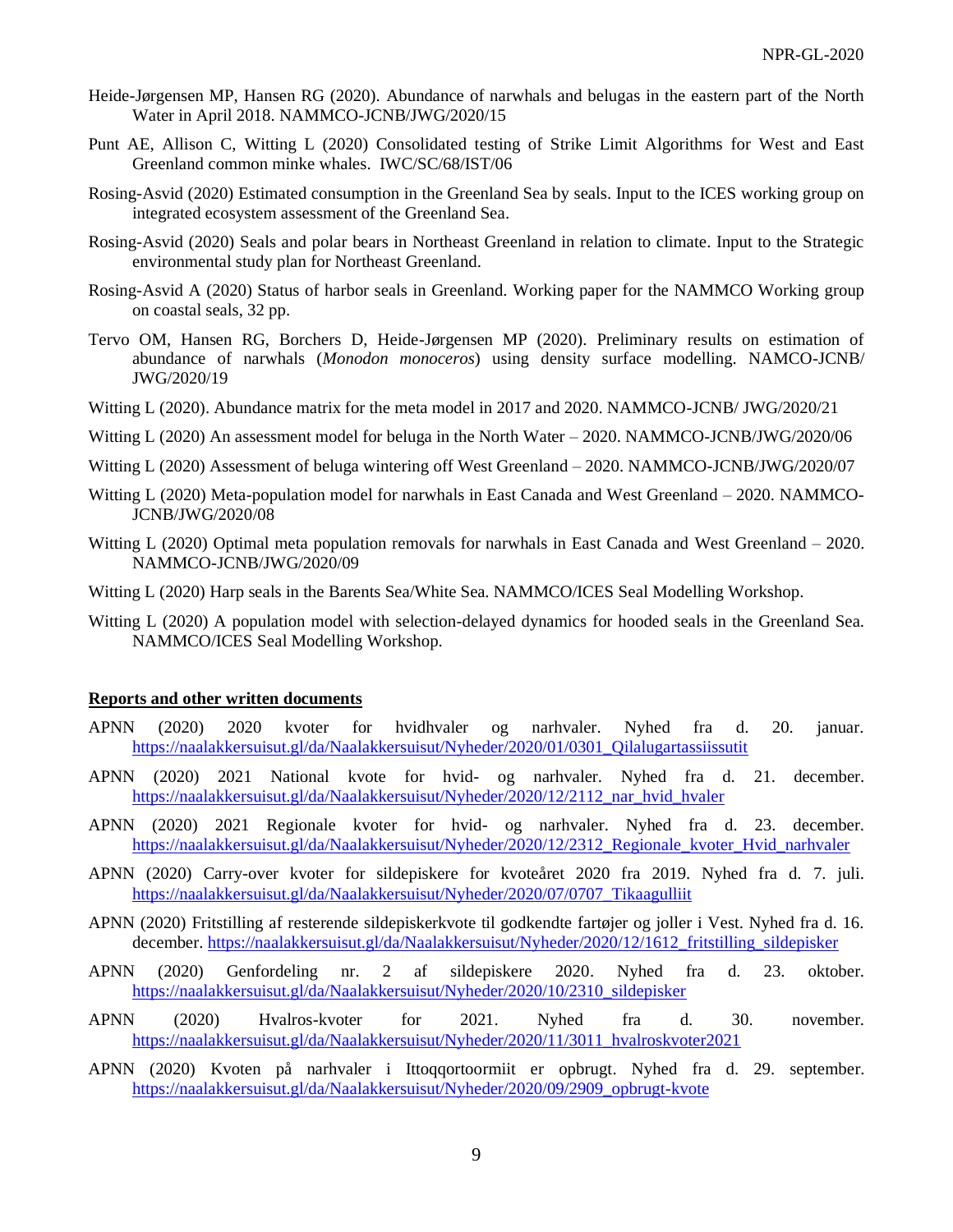Heide-Jørgensen MP, Hansen RG (2020). Abundance of narwhals and belugas in the eastern part of the North Water in April 2018. NAMMCO-JCNB/JWG/2020/15

Punt AE, Allison C, Witting L (2020) Consolidated testing of Strike Limit Algorithms for West and East Greenland common minke whales. IWC/SC/68/IST/06

Rosing-Asvid (2020) Estimated consumption in the Greenland Sea by seals. Input to the ICES working group on integrated ecosystem assessment of the Greenland Sea.

Rosing-Asvid (2020) Seals and polar bears in Northeast Greenland in relation to climate. Input to the Strategic environmental study plan for Northeast Greenland.

Rosing-Asvid A (2020) Status of harbor seals in Greenland. Working paper for the NAMMCO Working group on coastal seals, 32 pp.

Tervo OM, Hansen RG, Borchers D, Heide-Jørgensen MP (2020). Preliminary results on estimation of abundance of narwhals (*Monodon monoceros*) using density surface modelling. NAMCO-JCNB/ JWG/2020/19

Witting L (2020). Abundance matrix for the meta model in 2017 and 2020. NAMMCO-JCNB/ JWG/2020/21

Witting L (2020) An assessment model for beluga in the North Water – 2020. NAMMCO-JCNB/JWG/2020/06

Witting L (2020) Assessment of beluga wintering off West Greenland – 2020. NAMMCO-JCNB/JWG/2020/07

Witting L (2020) Meta-population model for narwhals in East Canada and West Greenland – 2020. NAMMCO-JCNB/JWG/2020/08

Witting L (2020) Optimal meta population removals for narwhals in East Canada and West Greenland – 2020. NAMMCO-JCNB/JWG/2020/09

Witting L (2020) Harp seals in the Barents Sea/White Sea. NAMMCO/ICES Seal Modelling Workshop.

Witting L (2020) A population model with selection-delayed dynamics for hooded seals in the Greenland Sea. NAMMCO/ICES Seal Modelling Workshop.

**Reports and other written documents**

APNN (2020) 2020 kvoter for hvidhvaler og narhvaler. Nyhed fra d. 20. januar. https://naalakkersuisut.gl/da/Naalakkersuisut/Nyheder/2020/01/0301_Qilalugartassiissutit

APNN (2020) 2021 National kvote for hvid- og narhvaler. Nyhed fra d. 21. december. https://naalakkersuisut.gl/da/Naalakkersuisut/Nyheder/2020/12/2112_nar_hvid_hvaler

APNN (2020) 2021 Regionale kvoter for hvid- og narhvaler. Nyhed fra d. 23. december. https://naalakkersuisut.gl/da/Naalakkersuisut/Nyheder/2020/12/2312_Regionale_kvoter_Hvid_narhvaler

APNN (2020) Carry-over kvoter for sildepiskere for kvoteåret 2020 fra 2019. Nyhed fra d. 7. juli. https://naalakkersuisut.gl/da/Naalakkersuisut/Nyheder/2020/07/0707_Tikaagulliit

APNN (2020) Fritstilling af resterende sildepiskerkvote til godkendte fartøjer og joller i Vest. Nyhed fra d. 16. december. https://naalakkersuisut.gl/da/Naalakkersuisut/Nyheder/2020/12/1612_fritstilling_sildepisker

APNN (2020) Genfordeling nr. 2 af sildepiskere 2020. Nyhed fra d. 23. oktober. https://naalakkersuisut.gl/da/Naalakkersuisut/Nyheder/2020/10/2310_sildepisker

APNN (2020) Hvalros-kvoter for 2021. Nyhed fra d. 30. november. https://naalakkersuisut.gl/da/Naalakkersuisut/Nyheder/2020/11/3011_hvalroskvoter2021

APNN (2020) Kvoten på narhvaler i Ittoqqortoormiit er opbrugt. Nyhed fra d. 29. september. https://naalakkersuisut.gl/da/Naalakkersuisut/Nyheder/2020/09/2909_opbrugt-kvote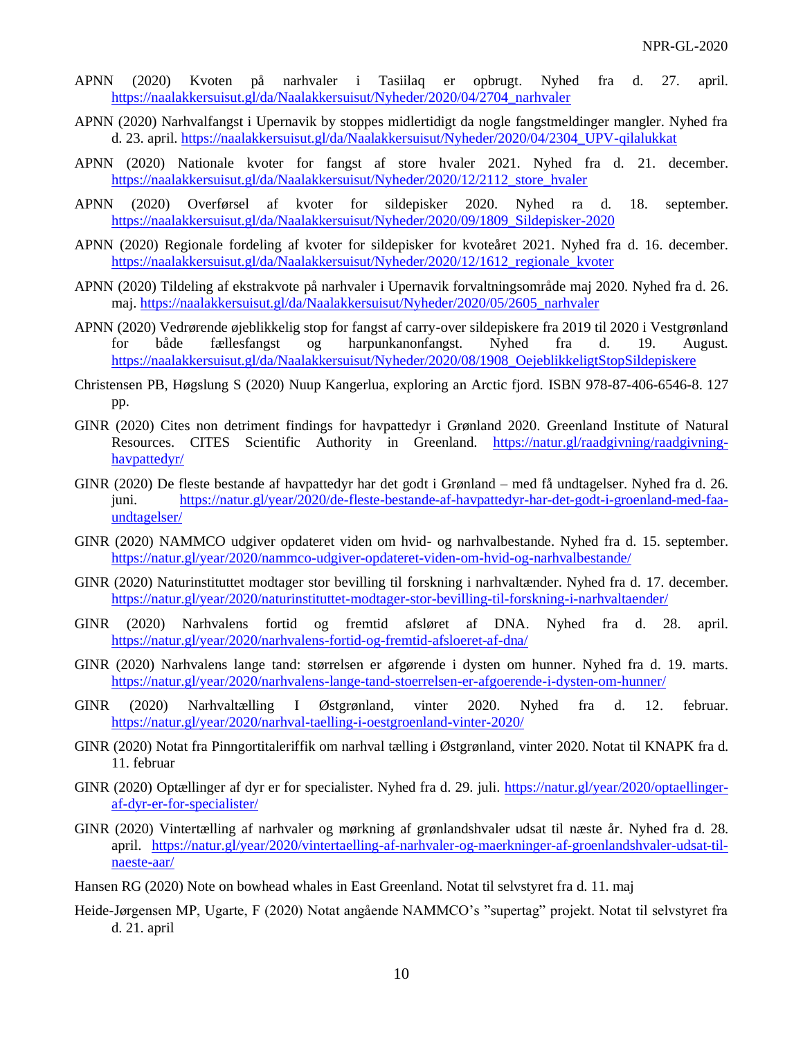APNN (2020) Kvoten på narhvaler i Tasiilaq er opbrugt. Nyhed fra d. 27. april. https://naalakkersuisut.gl/da/Naalakkersuisut/Nyheder/2020/04/2704_narhvaler

APNN (2020) Narhvalfangst i Upernavik by stoppes midlertidigt da nogle fangstmeldinger mangler. Nyhed fra d. 23. april. https://naalakkersuisut.gl/da/Naalakkersuisut/Nyheder/2020/04/2304_UPV-qilalukkat

APNN (2020) Nationale kvoter for fangst af store hvaler 2021. Nyhed fra d. 21. december. https://naalakkersuisut.gl/da/Naalakkersuisut/Nyheder/2020/12/2112_store_hvaler

APNN (2020) Overførsel af kvoter for sildepisker 2020. Nyhed ra d. 18. september. https://naalakkersuisut.gl/da/Naalakkersuisut/Nyheder/2020/09/1809_Sildepisker-2020

APNN (2020) Regionale fordeling af kvoter for sildepisker for kvoteåret 2021. Nyhed fra d. 16. december. https://naalakkersuisut.gl/da/Naalakkersuisut/Nyheder/2020/12/1612_regionale_kvoter

APNN (2020) Tildeling af ekstrakvote på narhvaler i Upernavik forvaltningsområde maj 2020. Nyhed fra d. 26. maj. https://naalakkersuisut.gl/da/Naalakkersuisut/Nyheder/2020/05/2605_narhvaler

APNN (2020) Vedrørende øjeblikkelig stop for fangst af carry-over sildepiskere fra 2019 til 2020 i Vestgrønland for både fællesfangst og harpunkanonfangst. Nyhed fra d. 19. August. https://naalakkersuisut.gl/da/Naalakkersuisut/Nyheder/2020/08/1908_OejeblikkeligtStopSildepiskere

Christensen PB, Høgslung S (2020) Nuup Kangerlua, exploring an Arctic fjord. ISBN 978-87-406-6546-8. 127 pp.

GINR (2020) Cites non detriment findings for havpattedyr i Grønland 2020. Greenland Institute of Natural Resources. CITES Scientific Authority in Greenland. https://natur.gl/raadgivning/raadgivning-havpattedyr/

GINR (2020) De fleste bestande af havpattedyr har det godt i Grønland – med få undtagelser. Nyhed fra d. 26. juni. https://natur.gl/year/2020/de-fleste-bestande-af-havpattedyr-har-det-godt-i-groenland-med-faa-undtagelser/

GINR (2020) NAMMCO udgiver opdateret viden om hvid- og narhvalbestande. Nyhed fra d. 15. september. https://natur.gl/year/2020/nammco-udgiver-opdateret-viden-om-hvid-og-narhvalbestande/

GINR (2020) Naturinstituttet modtager stor bevilling til forskning i narhvaltænder. Nyhed fra d. 17. december. https://natur.gl/year/2020/naturinstituttet-modtager-stor-bevilling-til-forskning-i-narhvaltaender/

GINR (2020) Narhvalens fortid og fremtid afsløret af DNA. Nyhed fra d. 28. april. https://natur.gl/year/2020/narhvalens-fortid-og-fremtid-afsloeret-af-dna/

GINR (2020) Narhvalens lange tand: størrelsen er afgørende i dysten om hunner. Nyhed fra d. 19. marts. https://natur.gl/year/2020/narhvalens-lange-tand-stoerrelsen-er-afgoerende-i-dysten-om-hunner/

GINR (2020) Narhvaltælling I Østgrønland, vinter 2020. Nyhed fra d. 12. februar. https://natur.gl/year/2020/narhval-taelling-i-oestgroenland-vinter-2020/

GINR (2020) Notat fra Pinngortitaleriffik om narhval tælling i Østgrønland, vinter 2020. Notat til KNAPK fra d. 11. februar

GINR (2020) Optællinger af dyr er for specialister. Nyhed fra d. 29. juli. https://natur.gl/year/2020/optaellinger-af-dyr-er-for-specialister/

GINR (2020) Vintertælling af narhvaler og mørkning af grønlandshvaler udsat til næste år. Nyhed fra d. 28. april. https://natur.gl/year/2020/vintertaelling-af-narhvaler-og-maerkninger-af-groenlandshvaler-udsat-til-naeste-aar/

Hansen RG (2020) Note on bowhead whales in East Greenland. Notat til selvstyret fra d. 11. maj

Heide-Jørgensen MP, Ugarte, F (2020) Notat angående NAMMCO's "supertag" projekt. Notat til selvstyret fra d. 21. april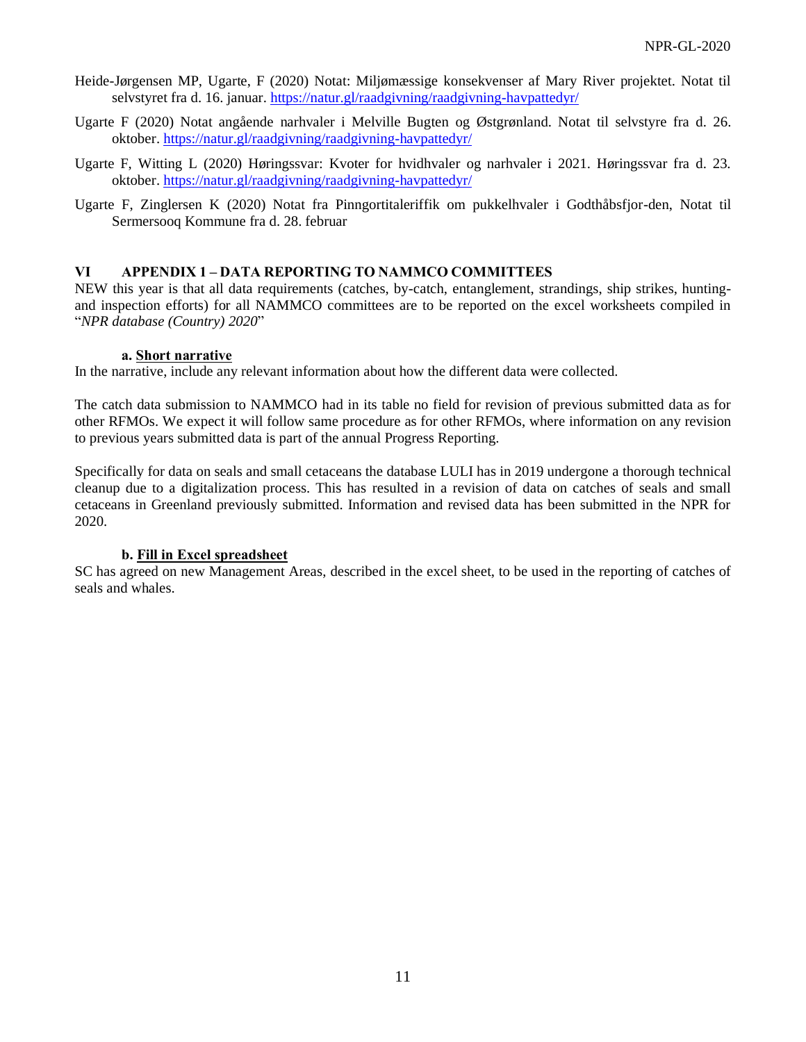Heide-Jørgensen MP, Ugarte, F (2020) Notat: Miljømæssige konsekvenser af Mary River projektet. Notat til selvstyret fra d. 16. januar. https://natur.gl/raadgivning/raadgivning-havpattedyr/

Ugarte F (2020) Notat angående narhvaler i Melville Bugten og Østgrønland. Notat til selvstyre fra d. 26. oktober. https://natur.gl/raadgivning/raadgivning-havpattedyr/

Ugarte F, Witting L (2020) Høringssvar: Kvoter for hvidhvaler og narhvaler i 2021. Høringssvar fra d. 23. oktober. https://natur.gl/raadgivning/raadgivning-havpattedyr/

Ugarte F, Zinglersen K (2020) Notat fra Pinngortitaleriffik om pukkelhvaler i Godthåbsfjor-den, Notat til Sermersooq Kommune fra d. 28. februar

## VI APPENDIX 1 – DATA REPORTING TO NAMMCO COMMITTEES

NEW this year is that all data requirements (catches, by-catch, entanglement, strandings, ship strikes, hunting- and inspection efforts) for all NAMMCO committees are to be reported on the excel worksheets compiled in "*NPR database (Country) 2020*"

### a. Short narrative

In the narrative, include any relevant information about how the different data were collected.

The catch data submission to NAMMCO had in its table no field for revision of previous submitted data as for other RFMOs. We expect it will follow same procedure as for other RFMOs, where information on any revision to previous years submitted data is part of the annual Progress Reporting.

Specifically for data on seals and small cetaceans the database LULI has in 2019 undergone a thorough technical cleanup due to a digitalization process. This has resulted in a revision of data on catches of seals and small cetaceans in Greenland previously submitted. Information and revised data has been submitted in the NPR for 2020.

### b. Fill in Excel spreadsheet

SC has agreed on new Management Areas, described in the excel sheet, to be used in the reporting of catches of seals and whales.